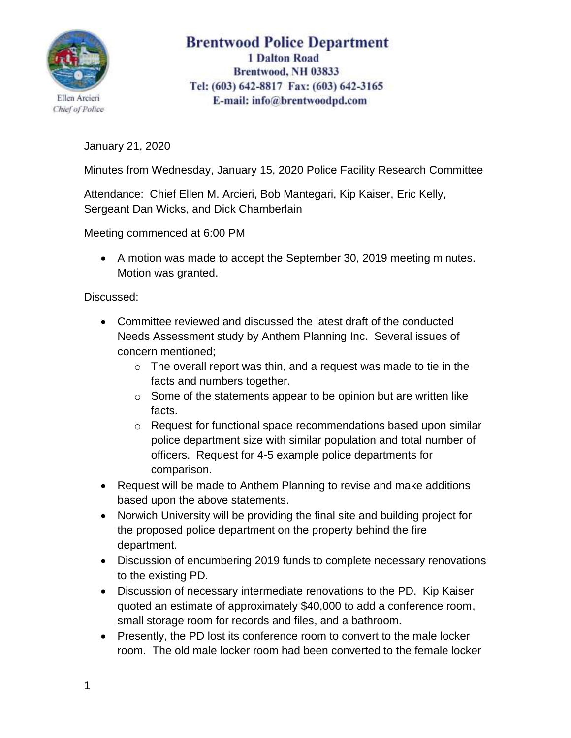Ellen Arcieri
*Chief of Police*

# Brentwood Police Department

**1 Dalton Road**
**Brentwood, NH 03833**
**Tel: (603) 642-8817 Fax: (603) 642-3165**
**E-mail: info@brentwoodpd.com**

January 21, 2020

Minutes from Wednesday, January 15, 2020 Police Facility Research Committee

Attendance: Chief Ellen M. Arcieri, Bob Mantegari, Kip Kaiser, Eric Kelly, Sergeant Dan Wicks, and Dick Chamberlain

Meeting commenced at 6:00 PM

- A motion was made to accept the September 30, 2019 meeting minutes. Motion was granted.

Discussed:

- Committee reviewed and discussed the latest draft of the conducted Needs Assessment study by Anthem Planning Inc. Several issues of concern mentioned;
  - The overall report was thin, and a request was made to tie in the facts and numbers together.
  - Some of the statements appear to be opinion but are written like facts.
  - Request for functional space recommendations based upon similar police department size with similar population and total number of officers. Request for 4-5 example police departments for comparison.
- Request will be made to Anthem Planning to revise and make additions based upon the above statements.
- Norwich University will be providing the final site and building project for the proposed police department on the property behind the fire department.
- Discussion of encumbering 2019 funds to complete necessary renovations to the existing PD.
- Discussion of necessary intermediate renovations to the PD. Kip Kaiser quoted an estimate of approximately $40,000 to add a conference room, small storage room for records and files, and a bathroom.
- Presently, the PD lost its conference room to convert to the male locker room. The old male locker room had been converted to the female locker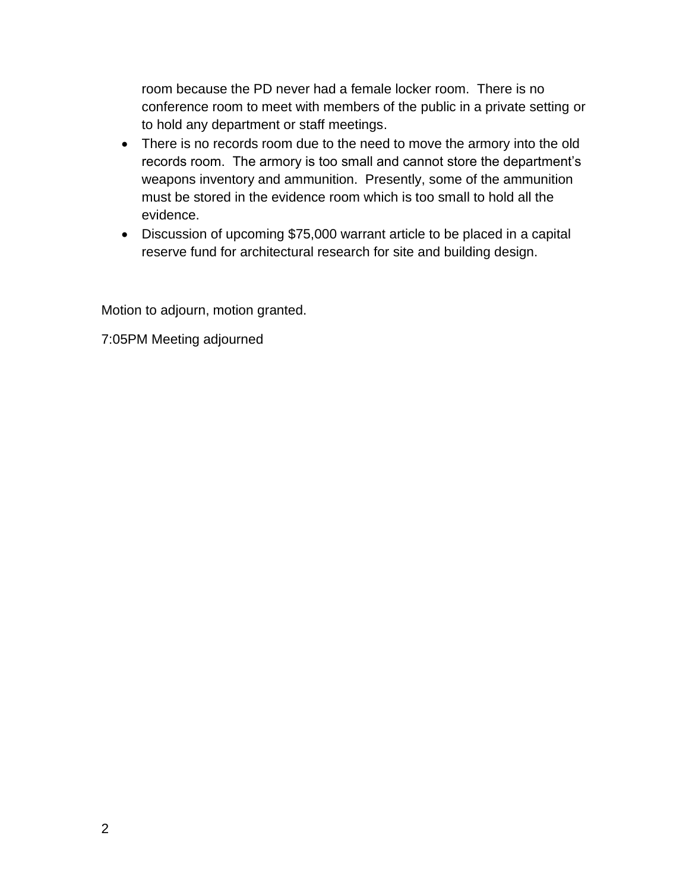room because the PD never had a female locker room. There is no conference room to meet with members of the public in a private setting or to hold any department or staff meetings.

- There is no records room due to the need to move the armory into the old records room. The armory is too small and cannot store the department's weapons inventory and ammunition. Presently, some of the ammunition must be stored in the evidence room which is too small to hold all the evidence.
- Discussion of upcoming $75,000 warrant article to be placed in a capital reserve fund for architectural research for site and building design.

Motion to adjourn, motion granted.

7:05PM Meeting adjourned